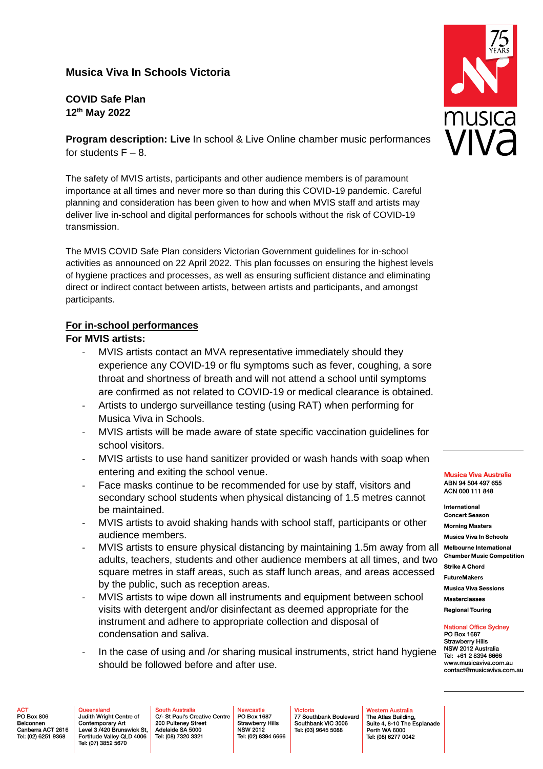# Musica Viva In Schools Victoria

**COVID Safe Plan**
**12th May 2022**

**Program description: Live** In school & Live Online chamber music performances for students F – 8.

The safety of MVIS artists, participants and other audience members is of paramount importance at all times and never more so than during this COVID-19 pandemic. Careful planning and consideration has been given to how and when MVIS staff and artists may deliver live in-school and digital performances for schools without the risk of COVID-19 transmission.

The MVIS COVID Safe Plan considers Victorian Government guidelines for in-school activities as announced on 22 April 2022. This plan focusses on ensuring the highest levels of hygiene practices and processes, as well as ensuring sufficient distance and eliminating direct or indirect contact between artists, between artists and participants, and amongst participants.

## For in-school performances

**For MVIS artists:**

- MVIS artists contact an MVA representative immediately should they experience any COVID-19 or flu symptoms such as fever, coughing, a sore throat and shortness of breath and will not attend a school until symptoms are confirmed as not related to COVID-19 or medical clearance is obtained.
- Artists to undergo surveillance testing (using RAT) when performing for Musica Viva in Schools.
- MVIS artists will be made aware of state specific vaccination guidelines for school visitors.
- MVIS artists to use hand sanitizer provided or wash hands with soap when entering and exiting the school venue.
- Face masks continue to be recommended for use by staff, visitors and secondary school students when physical distancing of 1.5 metres cannot be maintained.
- MVIS artists to avoid shaking hands with school staff, participants or other audience members.
- MVIS artists to ensure physical distancing by maintaining 1.5m away from all adults, teachers, students and other audience members at all times, and two square metres in staff areas, such as staff lunch areas, and areas accessed by the public, such as reception areas.
- MVIS artists to wipe down all instruments and equipment between school visits with detergent and/or disinfectant as deemed appropriate for the instrument and adhere to appropriate collection and disposal of condensation and saliva.
- In the case of using and /or sharing musical instruments, strict hand hygiene should be followed before and after use.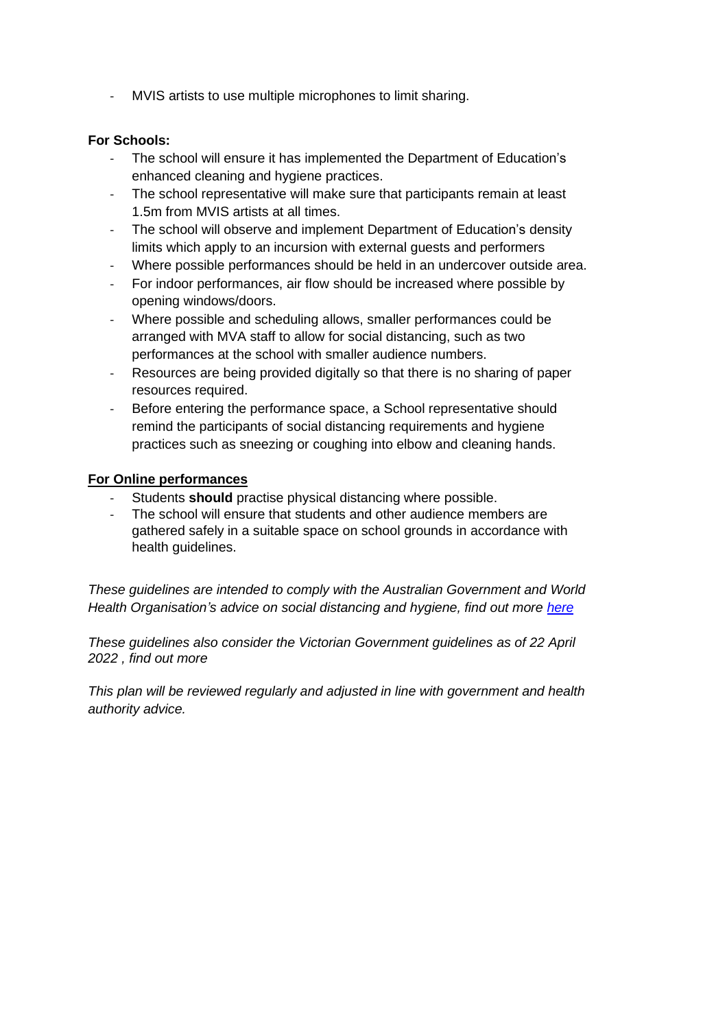- MVIS artists to use multiple microphones to limit sharing.

**For Schools:**

- The school will ensure it has implemented the Department of Education's enhanced cleaning and hygiene practices.
- The school representative will make sure that participants remain at least 1.5m from MVIS artists at all times.
- The school will observe and implement Department of Education's density limits which apply to an incursion with external guests and performers
- Where possible performances should be held in an undercover outside area.
- For indoor performances, air flow should be increased where possible by opening windows/doors.
- Where possible and scheduling allows, smaller performances could be arranged with MVA staff to allow for social distancing, such as two performances at the school with smaller audience numbers.
- Resources are being provided digitally so that there is no sharing of paper resources required.
- Before entering the performance space, a School representative should remind the participants of social distancing requirements and hygiene practices such as sneezing or coughing into elbow and cleaning hands.

**<u>For Online performances</u>**

- Students **should** practise physical distancing where possible.
- The school will ensure that students and other audience members are gathered safely in a suitable space on school grounds in accordance with health guidelines.

*These guidelines are intended to comply with the Australian Government and World Health Organisation's advice on social distancing and hygiene, find out more here*

*These guidelines also consider the Victorian Government guidelines as of 22 April 2022 , find out more*

*This plan will be reviewed regularly and adjusted in line with government and health authority advice.*